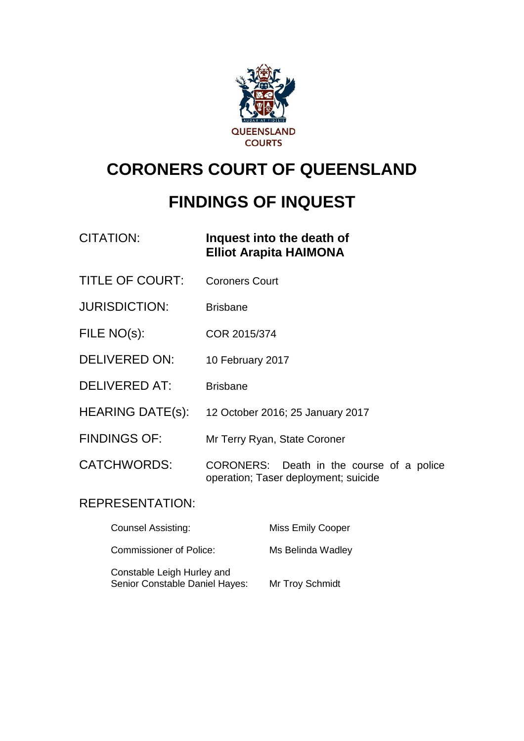# CORONERS COURT OF QUEENSLAND

# FINDINGS OF INQUEST

| | |
|---|---|
| CITATION: | **Inquest into the death of Elliot Arapita HAIMONA** |
| TITLE OF COURT: | Coroners Court |
| JURISDICTION: | Brisbane |
| FILE NO(s): | COR 2015/374 |
| DELIVERED ON: | 10 February 2017 |
| DELIVERED AT: | Brisbane |
| HEARING DATE(s): | 12 October 2016; 25 January 2017 |
| FINDINGS OF: | Mr Terry Ryan, State Coroner |
| CATCHWORDS: | CORONERS: Death in the course of a police operation; Taser deployment; suicide |

REPRESENTATION:

| | |
|---|---|
| Counsel Assisting: | Miss Emily Cooper |
| Commissioner of Police: | Ms Belinda Wadley |
| Constable Leigh Hurley and Senior Constable Daniel Hayes: | Mr Troy Schmidt |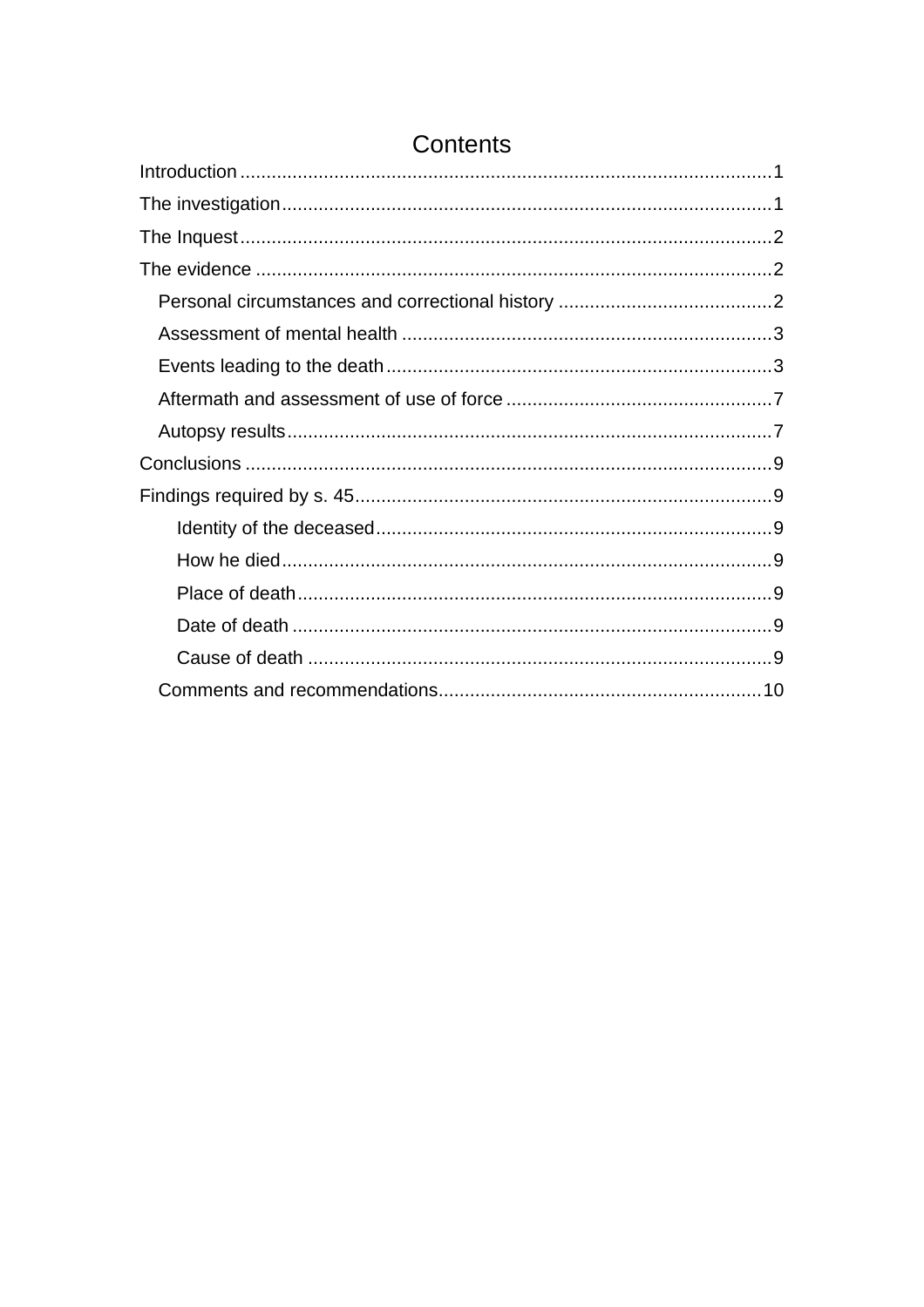# Contents

Introduction .......................................................................................................1

The investigation.................................................................................................1

The Inquest.........................................................................................................2

The evidence ......................................................................................................2

- Personal circumstances and correctional history ..........................................2
- Assessment of mental health .......................................................................3
- Events leading to the death ..........................................................................3
- Aftermath and assessment of use of force ....................................................7
- Autopsy results.............................................................................................7

Conclusions ........................................................................................................9

Findings required by s. 45...................................................................................9

- Identity of the deceased............................................................................9
- How he died.............................................................................................9
- Place of death..........................................................................................9
- Date of death ...........................................................................................9
- Cause of death ........................................................................................9
- Comments and recommendations...............................................................10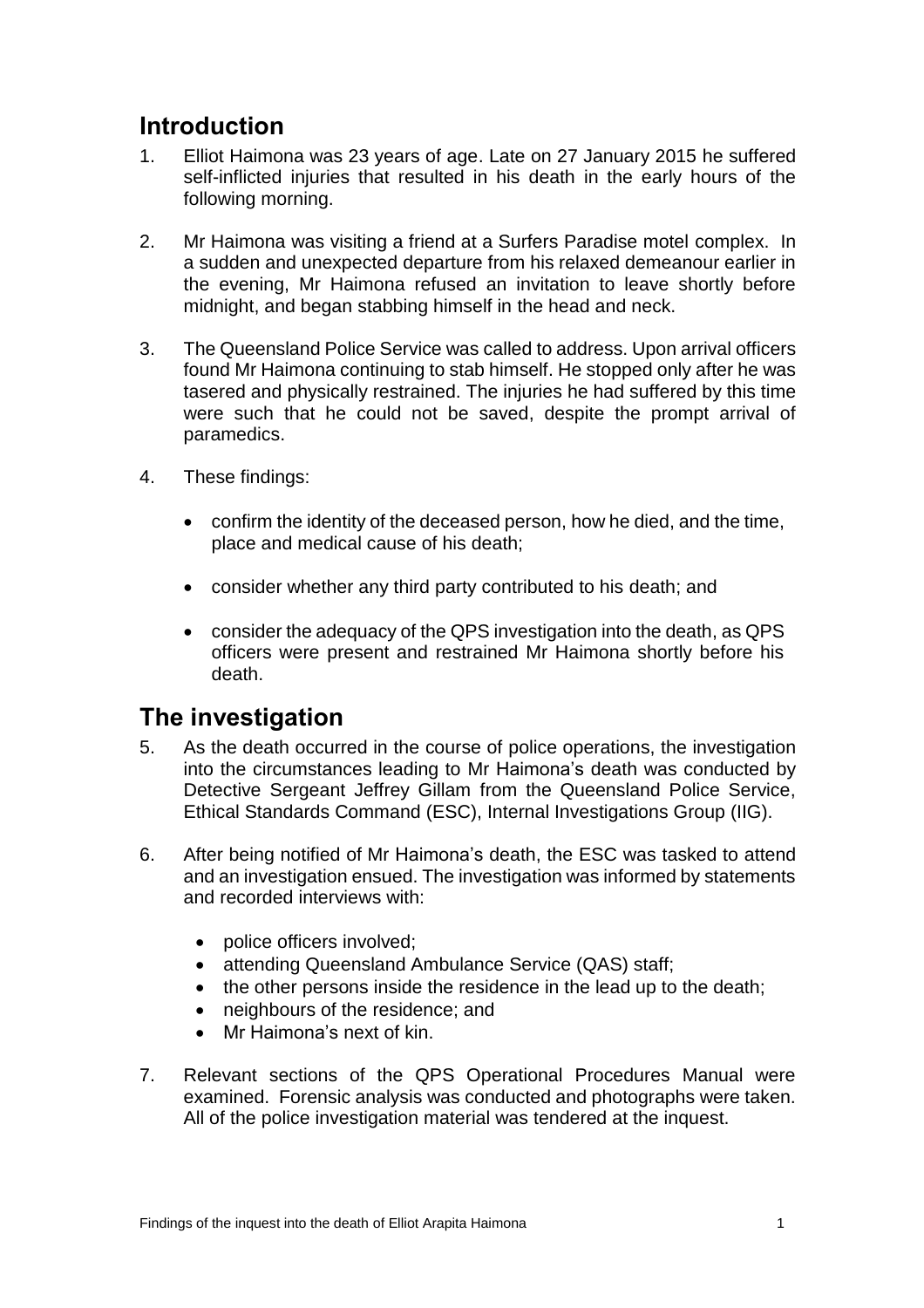## Introduction

1. Elliot Haimona was 23 years of age. Late on 27 January 2015 he suffered self-inflicted injuries that resulted in his death in the early hours of the following morning.

2. Mr Haimona was visiting a friend at a Surfers Paradise motel complex. In a sudden and unexpected departure from his relaxed demeanour earlier in the evening, Mr Haimona refused an invitation to leave shortly before midnight, and began stabbing himself in the head and neck.

3. The Queensland Police Service was called to address. Upon arrival officers found Mr Haimona continuing to stab himself. He stopped only after he was tasered and physically restrained. The injuries he had suffered by this time were such that he could not be saved, despite the prompt arrival of paramedics.

4. These findings:

   - confirm the identity of the deceased person, how he died, and the time, place and medical cause of his death;

   - consider whether any third party contributed to his death; and

   - consider the adequacy of the QPS investigation into the death, as QPS officers were present and restrained Mr Haimona shortly before his death.

## The investigation

5. As the death occurred in the course of police operations, the investigation into the circumstances leading to Mr Haimona's death was conducted by Detective Sergeant Jeffrey Gillam from the Queensland Police Service, Ethical Standards Command (ESC), Internal Investigations Group (IIG).

6. After being notified of Mr Haimona's death, the ESC was tasked to attend and an investigation ensued. The investigation was informed by statements and recorded interviews with:

   - police officers involved;
   - attending Queensland Ambulance Service (QAS) staff;
   - the other persons inside the residence in the lead up to the death;
   - neighbours of the residence; and
   - Mr Haimona's next of kin.

7. Relevant sections of the QPS Operational Procedures Manual were examined. Forensic analysis was conducted and photographs were taken. All of the police investigation material was tendered at the inquest.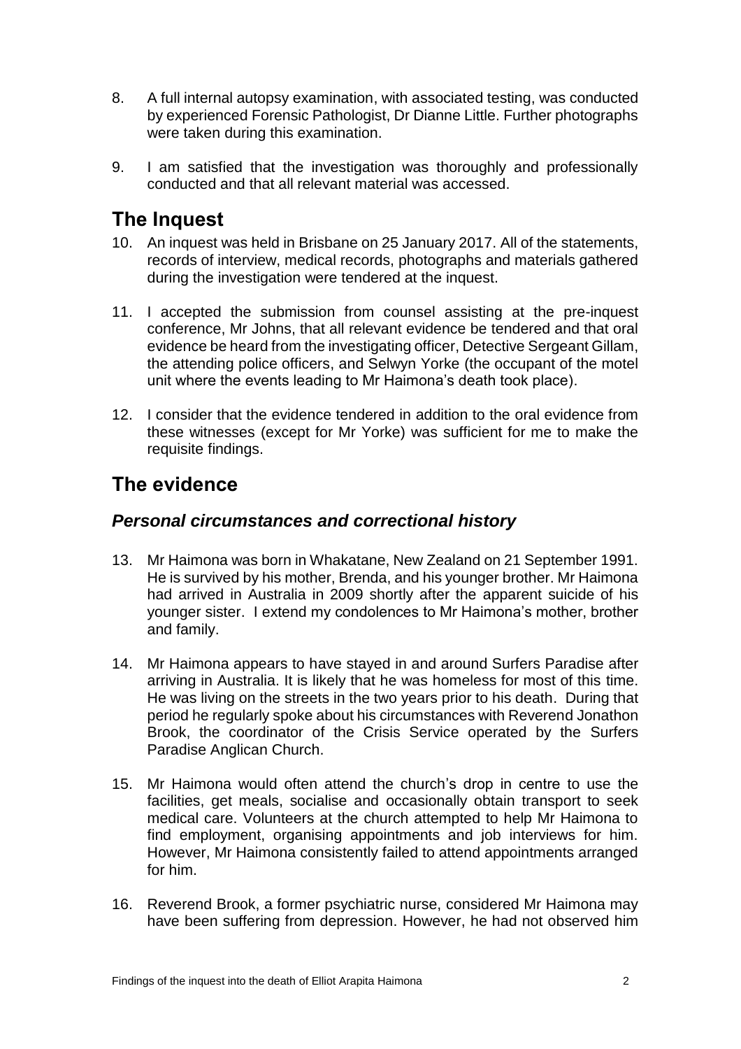8. A full internal autopsy examination, with associated testing, was conducted by experienced Forensic Pathologist, Dr Dianne Little. Further photographs were taken during this examination.

9. I am satisfied that the investigation was thoroughly and professionally conducted and that all relevant material was accessed.

## The Inquest

10. An inquest was held in Brisbane on 25 January 2017. All of the statements, records of interview, medical records, photographs and materials gathered during the investigation were tendered at the inquest.

11. I accepted the submission from counsel assisting at the pre-inquest conference, Mr Johns, that all relevant evidence be tendered and that oral evidence be heard from the investigating officer, Detective Sergeant Gillam, the attending police officers, and Selwyn Yorke (the occupant of the motel unit where the events leading to Mr Haimona's death took place).

12. I consider that the evidence tendered in addition to the oral evidence from these witnesses (except for Mr Yorke) was sufficient for me to make the requisite findings.

## The evidence

### *Personal circumstances and correctional history*

13. Mr Haimona was born in Whakatane, New Zealand on 21 September 1991. He is survived by his mother, Brenda, and his younger brother. Mr Haimona had arrived in Australia in 2009 shortly after the apparent suicide of his younger sister. I extend my condolences to Mr Haimona's mother, brother and family.

14. Mr Haimona appears to have stayed in and around Surfers Paradise after arriving in Australia. It is likely that he was homeless for most of this time. He was living on the streets in the two years prior to his death. During that period he regularly spoke about his circumstances with Reverend Jonathon Brook, the coordinator of the Crisis Service operated by the Surfers Paradise Anglican Church.

15. Mr Haimona would often attend the church's drop in centre to use the facilities, get meals, socialise and occasionally obtain transport to seek medical care. Volunteers at the church attempted to help Mr Haimona to find employment, organising appointments and job interviews for him. However, Mr Haimona consistently failed to attend appointments arranged for him.

16. Reverend Brook, a former psychiatric nurse, considered Mr Haimona may have been suffering from depression. However, he had not observed him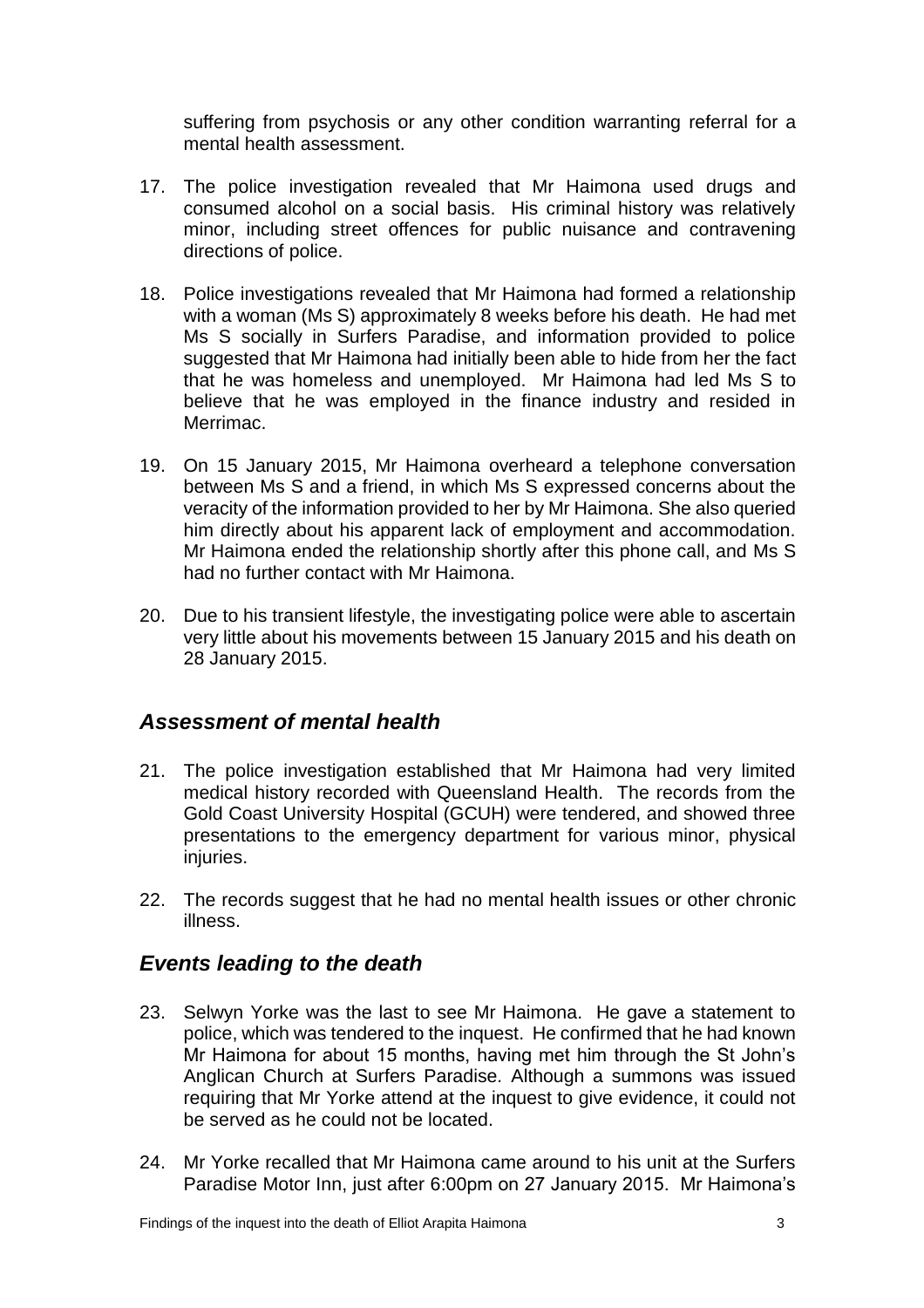suffering from psychosis or any other condition warranting referral for a mental health assessment.

17. The police investigation revealed that Mr Haimona used drugs and consumed alcohol on a social basis. His criminal history was relatively minor, including street offences for public nuisance and contravening directions of police.

18. Police investigations revealed that Mr Haimona had formed a relationship with a woman (Ms S) approximately 8 weeks before his death. He had met Ms S socially in Surfers Paradise, and information provided to police suggested that Mr Haimona had initially been able to hide from her the fact that he was homeless and unemployed. Mr Haimona had led Ms S to believe that he was employed in the finance industry and resided in Merrimac.

19. On 15 January 2015, Mr Haimona overheard a telephone conversation between Ms S and a friend, in which Ms S expressed concerns about the veracity of the information provided to her by Mr Haimona. She also queried him directly about his apparent lack of employment and accommodation. Mr Haimona ended the relationship shortly after this phone call, and Ms S had no further contact with Mr Haimona.

20. Due to his transient lifestyle, the investigating police were able to ascertain very little about his movements between 15 January 2015 and his death on 28 January 2015.

## *Assessment of mental health*

21. The police investigation established that Mr Haimona had very limited medical history recorded with Queensland Health. The records from the Gold Coast University Hospital (GCUH) were tendered, and showed three presentations to the emergency department for various minor, physical injuries.

22. The records suggest that he had no mental health issues or other chronic illness.

## *Events leading to the death*

23. Selwyn Yorke was the last to see Mr Haimona. He gave a statement to police, which was tendered to the inquest. He confirmed that he had known Mr Haimona for about 15 months, having met him through the St John's Anglican Church at Surfers Paradise. Although a summons was issued requiring that Mr Yorke attend at the inquest to give evidence, it could not be served as he could not be located.

24. Mr Yorke recalled that Mr Haimona came around to his unit at the Surfers Paradise Motor Inn, just after 6:00pm on 27 January 2015. Mr Haimona's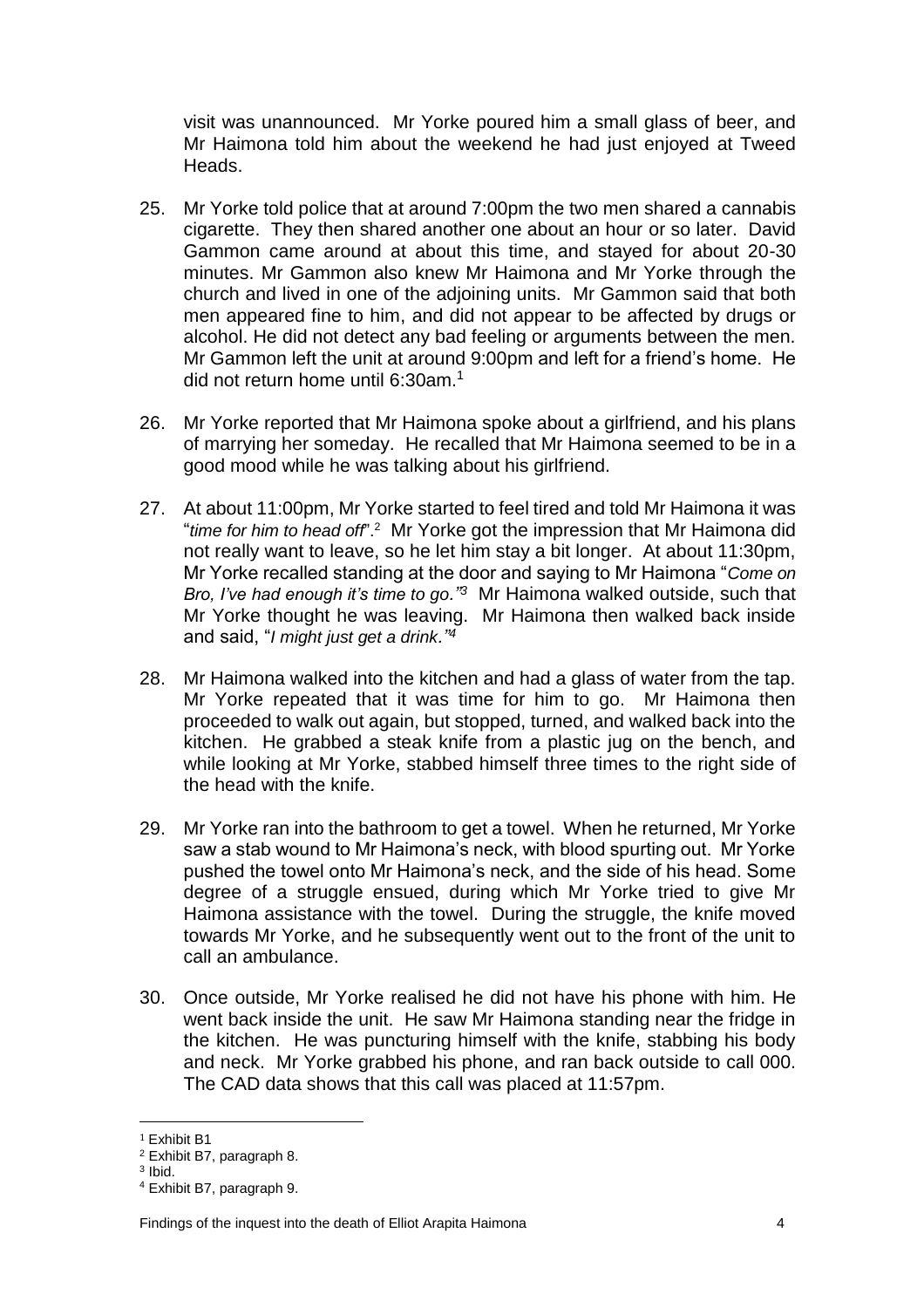visit was unannounced. Mr Yorke poured him a small glass of beer, and Mr Haimona told him about the weekend he had just enjoyed at Tweed Heads.

25. Mr Yorke told police that at around 7:00pm the two men shared a cannabis cigarette. They then shared another one about an hour or so later. David Gammon came around at about this time, and stayed for about 20-30 minutes. Mr Gammon also knew Mr Haimona and Mr Yorke through the church and lived in one of the adjoining units. Mr Gammon said that both men appeared fine to him, and did not appear to be affected by drugs or alcohol. He did not detect any bad feeling or arguments between the men. Mr Gammon left the unit at around 9:00pm and left for a friend's home. He did not return home until 6:30am.[1]

26. Mr Yorke reported that Mr Haimona spoke about a girlfriend, and his plans of marrying her someday. He recalled that Mr Haimona seemed to be in a good mood while he was talking about his girlfriend.

27. At about 11:00pm, Mr Yorke started to feel tired and told Mr Haimona it was "*time for him to head off*".[2] Mr Yorke got the impression that Mr Haimona did not really want to leave, so he let him stay a bit longer. At about 11:30pm, Mr Yorke recalled standing at the door and saying to Mr Haimona "*Come on Bro, I've had enough it's time to go."*[3] Mr Haimona walked outside, such that Mr Yorke thought he was leaving. Mr Haimona then walked back inside and said, "*I might just get a drink."*[4]

28. Mr Haimona walked into the kitchen and had a glass of water from the tap. Mr Yorke repeated that it was time for him to go. Mr Haimona then proceeded to walk out again, but stopped, turned, and walked back into the kitchen. He grabbed a steak knife from a plastic jug on the bench, and while looking at Mr Yorke, stabbed himself three times to the right side of the head with the knife.

29. Mr Yorke ran into the bathroom to get a towel. When he returned, Mr Yorke saw a stab wound to Mr Haimona's neck, with blood spurting out. Mr Yorke pushed the towel onto Mr Haimona's neck, and the side of his head. Some degree of a struggle ensued, during which Mr Yorke tried to give Mr Haimona assistance with the towel. During the struggle, the knife moved towards Mr Yorke, and he subsequently went out to the front of the unit to call an ambulance.

30. Once outside, Mr Yorke realised he did not have his phone with him. He went back inside the unit. He saw Mr Haimona standing near the fridge in the kitchen. He was puncturing himself with the knife, stabbing his body and neck. Mr Yorke grabbed his phone, and ran back outside to call 000. The CAD data shows that this call was placed at 11:57pm.

---

[1] Exhibit B1

[2] Exhibit B7, paragraph 8.

[3] Ibid.

[4] Exhibit B7, paragraph 9.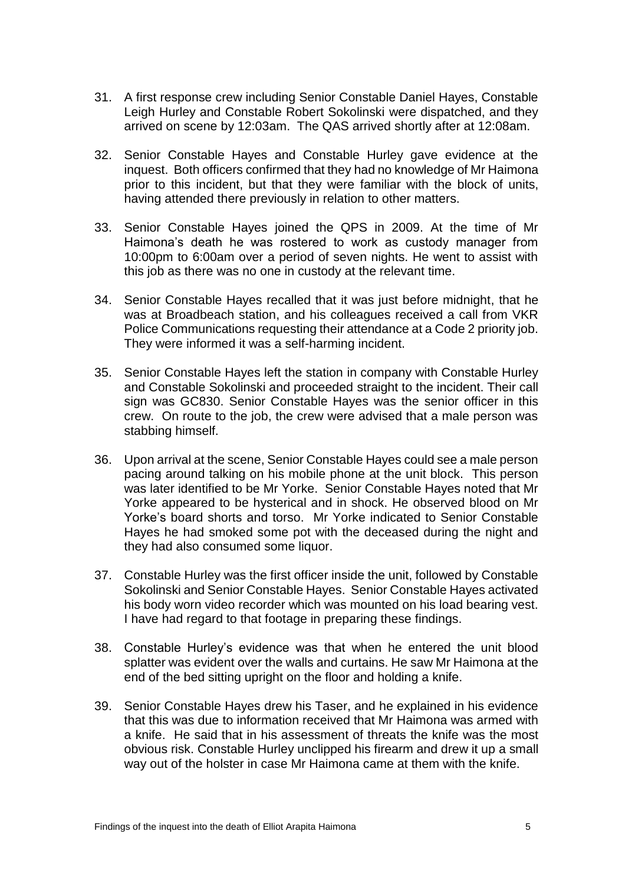31. A first response crew including Senior Constable Daniel Hayes, Constable Leigh Hurley and Constable Robert Sokolinski were dispatched, and they arrived on scene by 12:03am. The QAS arrived shortly after at 12:08am.

32. Senior Constable Hayes and Constable Hurley gave evidence at the inquest. Both officers confirmed that they had no knowledge of Mr Haimona prior to this incident, but that they were familiar with the block of units, having attended there previously in relation to other matters.

33. Senior Constable Hayes joined the QPS in 2009. At the time of Mr Haimona's death he was rostered to work as custody manager from 10:00pm to 6:00am over a period of seven nights. He went to assist with this job as there was no one in custody at the relevant time.

34. Senior Constable Hayes recalled that it was just before midnight, that he was at Broadbeach station, and his colleagues received a call from VKR Police Communications requesting their attendance at a Code 2 priority job. They were informed it was a self-harming incident.

35. Senior Constable Hayes left the station in company with Constable Hurley and Constable Sokolinski and proceeded straight to the incident. Their call sign was GC830. Senior Constable Hayes was the senior officer in this crew. On route to the job, the crew were advised that a male person was stabbing himself.

36. Upon arrival at the scene, Senior Constable Hayes could see a male person pacing around talking on his mobile phone at the unit block. This person was later identified to be Mr Yorke. Senior Constable Hayes noted that Mr Yorke appeared to be hysterical and in shock. He observed blood on Mr Yorke's board shorts and torso. Mr Yorke indicated to Senior Constable Hayes he had smoked some pot with the deceased during the night and they had also consumed some liquor.

37. Constable Hurley was the first officer inside the unit, followed by Constable Sokolinski and Senior Constable Hayes. Senior Constable Hayes activated his body worn video recorder which was mounted on his load bearing vest. I have had regard to that footage in preparing these findings.

38. Constable Hurley's evidence was that when he entered the unit blood splatter was evident over the walls and curtains. He saw Mr Haimona at the end of the bed sitting upright on the floor and holding a knife.

39. Senior Constable Hayes drew his Taser, and he explained in his evidence that this was due to information received that Mr Haimona was armed with a knife. He said that in his assessment of threats the knife was the most obvious risk. Constable Hurley unclipped his firearm and drew it up a small way out of the holster in case Mr Haimona came at them with the knife.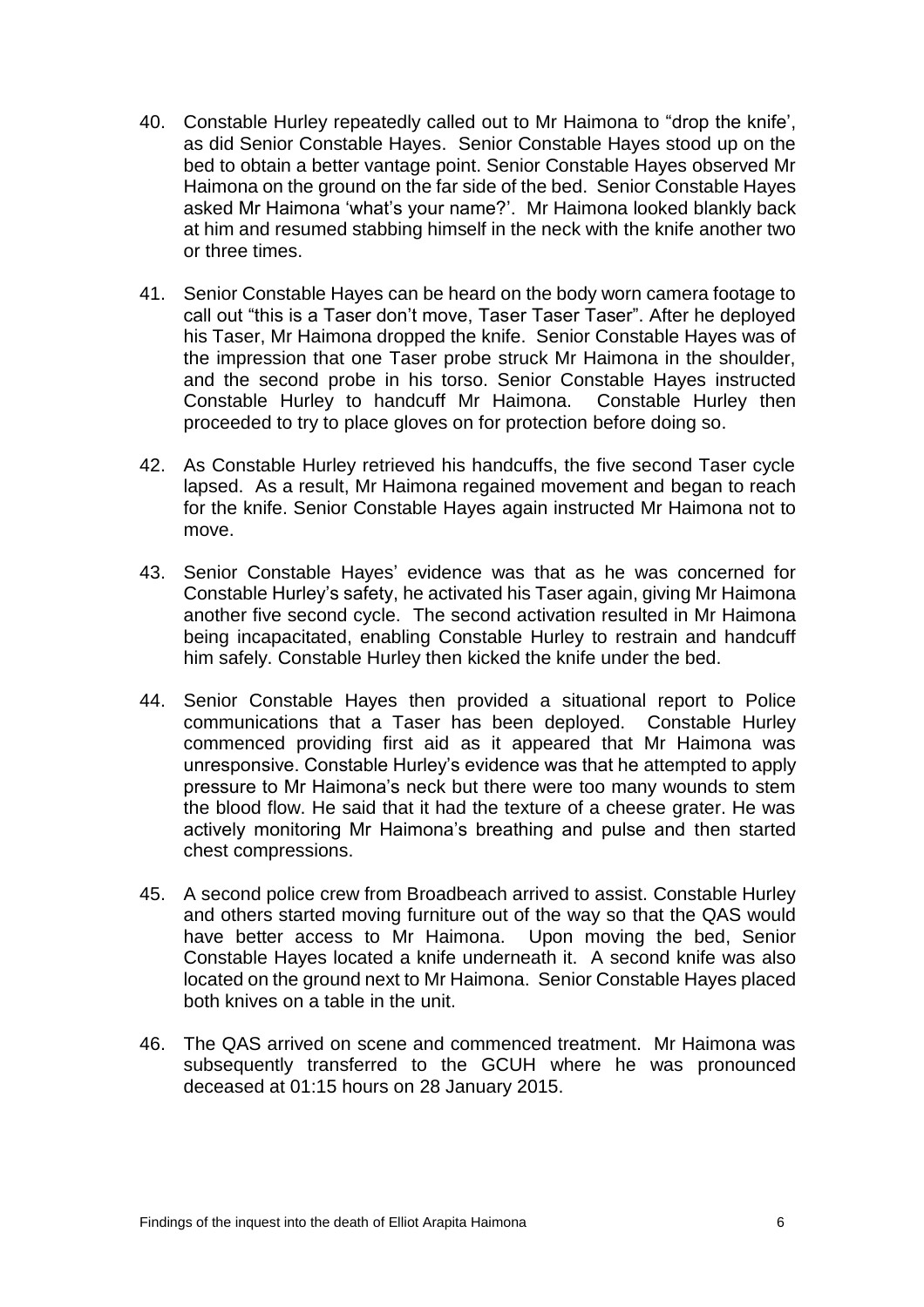40. Constable Hurley repeatedly called out to Mr Haimona to "drop the knife', as did Senior Constable Hayes. Senior Constable Hayes stood up on the bed to obtain a better vantage point. Senior Constable Hayes observed Mr Haimona on the ground on the far side of the bed. Senior Constable Hayes asked Mr Haimona 'what's your name?'. Mr Haimona looked blankly back at him and resumed stabbing himself in the neck with the knife another two or three times.

41. Senior Constable Hayes can be heard on the body worn camera footage to call out "this is a Taser don't move, Taser Taser Taser". After he deployed his Taser, Mr Haimona dropped the knife. Senior Constable Hayes was of the impression that one Taser probe struck Mr Haimona in the shoulder, and the second probe in his torso. Senior Constable Hayes instructed Constable Hurley to handcuff Mr Haimona. Constable Hurley then proceeded to try to place gloves on for protection before doing so.

42. As Constable Hurley retrieved his handcuffs, the five second Taser cycle lapsed. As a result, Mr Haimona regained movement and began to reach for the knife. Senior Constable Hayes again instructed Mr Haimona not to move.

43. Senior Constable Hayes' evidence was that as he was concerned for Constable Hurley's safety, he activated his Taser again, giving Mr Haimona another five second cycle. The second activation resulted in Mr Haimona being incapacitated, enabling Constable Hurley to restrain and handcuff him safely. Constable Hurley then kicked the knife under the bed.

44. Senior Constable Hayes then provided a situational report to Police communications that a Taser has been deployed. Constable Hurley commenced providing first aid as it appeared that Mr Haimona was unresponsive. Constable Hurley's evidence was that he attempted to apply pressure to Mr Haimona's neck but there were too many wounds to stem the blood flow. He said that it had the texture of a cheese grater. He was actively monitoring Mr Haimona's breathing and pulse and then started chest compressions.

45. A second police crew from Broadbeach arrived to assist. Constable Hurley and others started moving furniture out of the way so that the QAS would have better access to Mr Haimona. Upon moving the bed, Senior Constable Hayes located a knife underneath it. A second knife was also located on the ground next to Mr Haimona. Senior Constable Hayes placed both knives on a table in the unit.

46. The QAS arrived on scene and commenced treatment. Mr Haimona was subsequently transferred to the GCUH where he was pronounced deceased at 01:15 hours on 28 January 2015.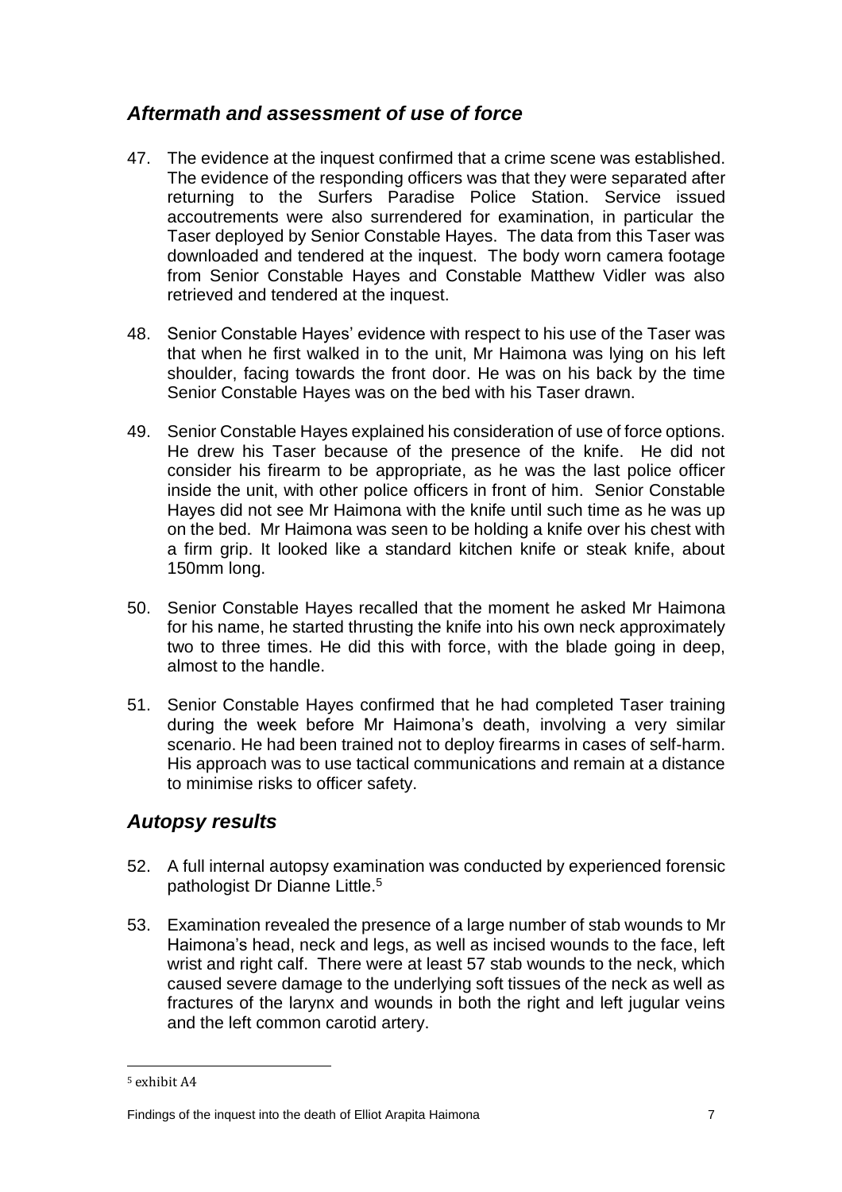## *Aftermath and assessment of use of force*

47. The evidence at the inquest confirmed that a crime scene was established. The evidence of the responding officers was that they were separated after returning to the Surfers Paradise Police Station. Service issued accoutrements were also surrendered for examination, in particular the Taser deployed by Senior Constable Hayes. The data from this Taser was downloaded and tendered at the inquest. The body worn camera footage from Senior Constable Hayes and Constable Matthew Vidler was also retrieved and tendered at the inquest.

48. Senior Constable Hayes' evidence with respect to his use of the Taser was that when he first walked in to the unit, Mr Haimona was lying on his left shoulder, facing towards the front door. He was on his back by the time Senior Constable Hayes was on the bed with his Taser drawn.

49. Senior Constable Hayes explained his consideration of use of force options. He drew his Taser because of the presence of the knife. He did not consider his firearm to be appropriate, as he was the last police officer inside the unit, with other police officers in front of him. Senior Constable Hayes did not see Mr Haimona with the knife until such time as he was up on the bed. Mr Haimona was seen to be holding a knife over his chest with a firm grip. It looked like a standard kitchen knife or steak knife, about 150mm long.

50. Senior Constable Hayes recalled that the moment he asked Mr Haimona for his name, he started thrusting the knife into his own neck approximately two to three times. He did this with force, with the blade going in deep, almost to the handle.

51. Senior Constable Hayes confirmed that he had completed Taser training during the week before Mr Haimona's death, involving a very similar scenario. He had been trained not to deploy firearms in cases of self-harm. His approach was to use tactical communications and remain at a distance to minimise risks to officer safety.

## *Autopsy results*

52. A full internal autopsy examination was conducted by experienced forensic pathologist Dr Dianne Little.[5]

53. Examination revealed the presence of a large number of stab wounds to Mr Haimona's head, neck and legs, as well as incised wounds to the face, left wrist and right calf. There were at least 57 stab wounds to the neck, which caused severe damage to the underlying soft tissues of the neck as well as fractures of the larynx and wounds in both the right and left jugular veins and the left common carotid artery.

[5] exhibit A4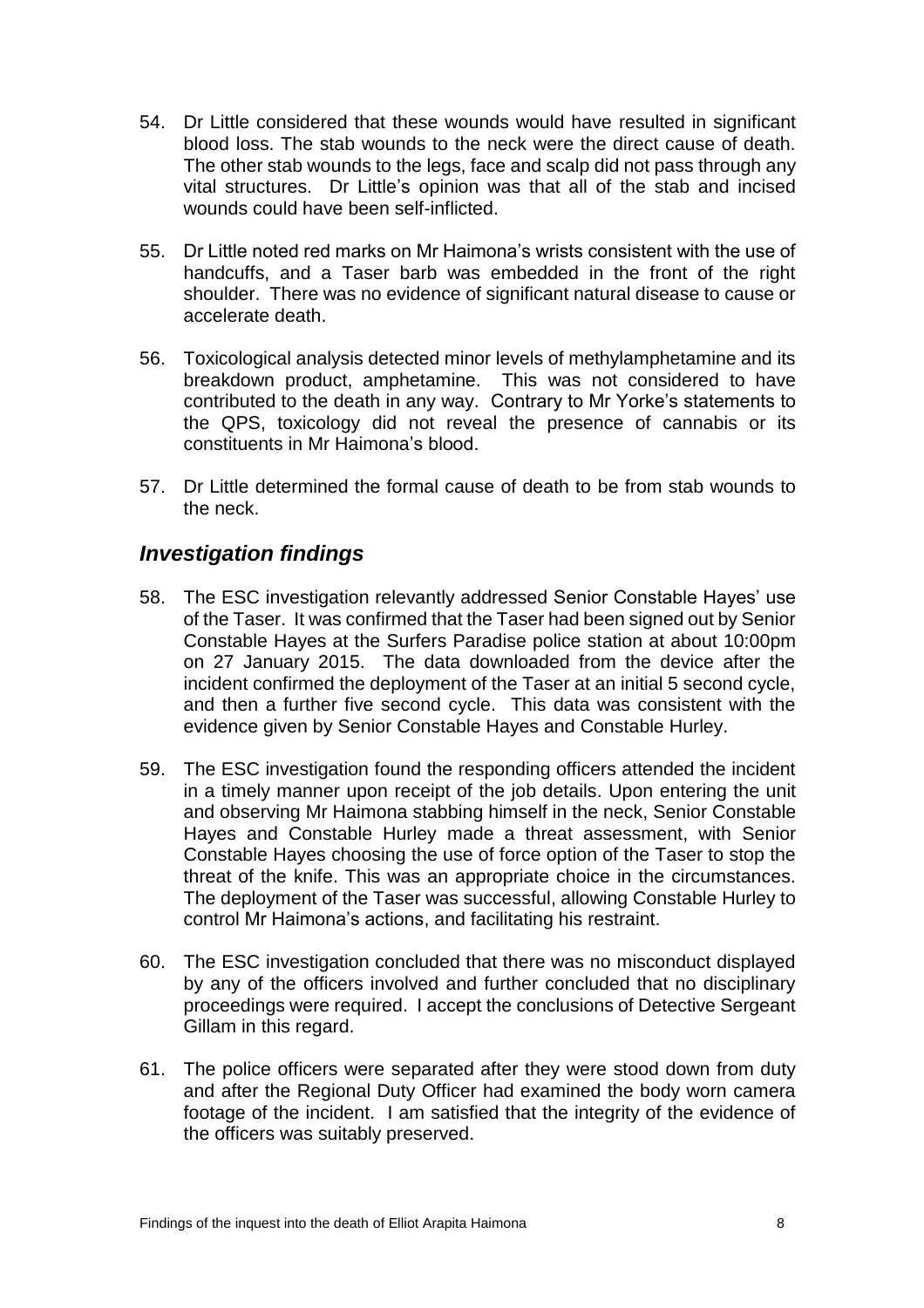54. Dr Little considered that these wounds would have resulted in significant blood loss. The stab wounds to the neck were the direct cause of death. The other stab wounds to the legs, face and scalp did not pass through any vital structures. Dr Little's opinion was that all of the stab and incised wounds could have been self-inflicted.

55. Dr Little noted red marks on Mr Haimona's wrists consistent with the use of handcuffs, and a Taser barb was embedded in the front of the right shoulder. There was no evidence of significant natural disease to cause or accelerate death.

56. Toxicological analysis detected minor levels of methylamphetamine and its breakdown product, amphetamine. This was not considered to have contributed to the death in any way. Contrary to Mr Yorke's statements to the QPS, toxicology did not reveal the presence of cannabis or its constituents in Mr Haimona's blood.

57. Dr Little determined the formal cause of death to be from stab wounds to the neck.

## *Investigation findings*

58. The ESC investigation relevantly addressed Senior Constable Hayes' use of the Taser. It was confirmed that the Taser had been signed out by Senior Constable Hayes at the Surfers Paradise police station at about 10:00pm on 27 January 2015. The data downloaded from the device after the incident confirmed the deployment of the Taser at an initial 5 second cycle, and then a further five second cycle. This data was consistent with the evidence given by Senior Constable Hayes and Constable Hurley.

59. The ESC investigation found the responding officers attended the incident in a timely manner upon receipt of the job details. Upon entering the unit and observing Mr Haimona stabbing himself in the neck, Senior Constable Hayes and Constable Hurley made a threat assessment, with Senior Constable Hayes choosing the use of force option of the Taser to stop the threat of the knife. This was an appropriate choice in the circumstances. The deployment of the Taser was successful, allowing Constable Hurley to control Mr Haimona's actions, and facilitating his restraint.

60. The ESC investigation concluded that there was no misconduct displayed by any of the officers involved and further concluded that no disciplinary proceedings were required. I accept the conclusions of Detective Sergeant Gillam in this regard.

61. The police officers were separated after they were stood down from duty and after the Regional Duty Officer had examined the body worn camera footage of the incident. I am satisfied that the integrity of the evidence of the officers was suitably preserved.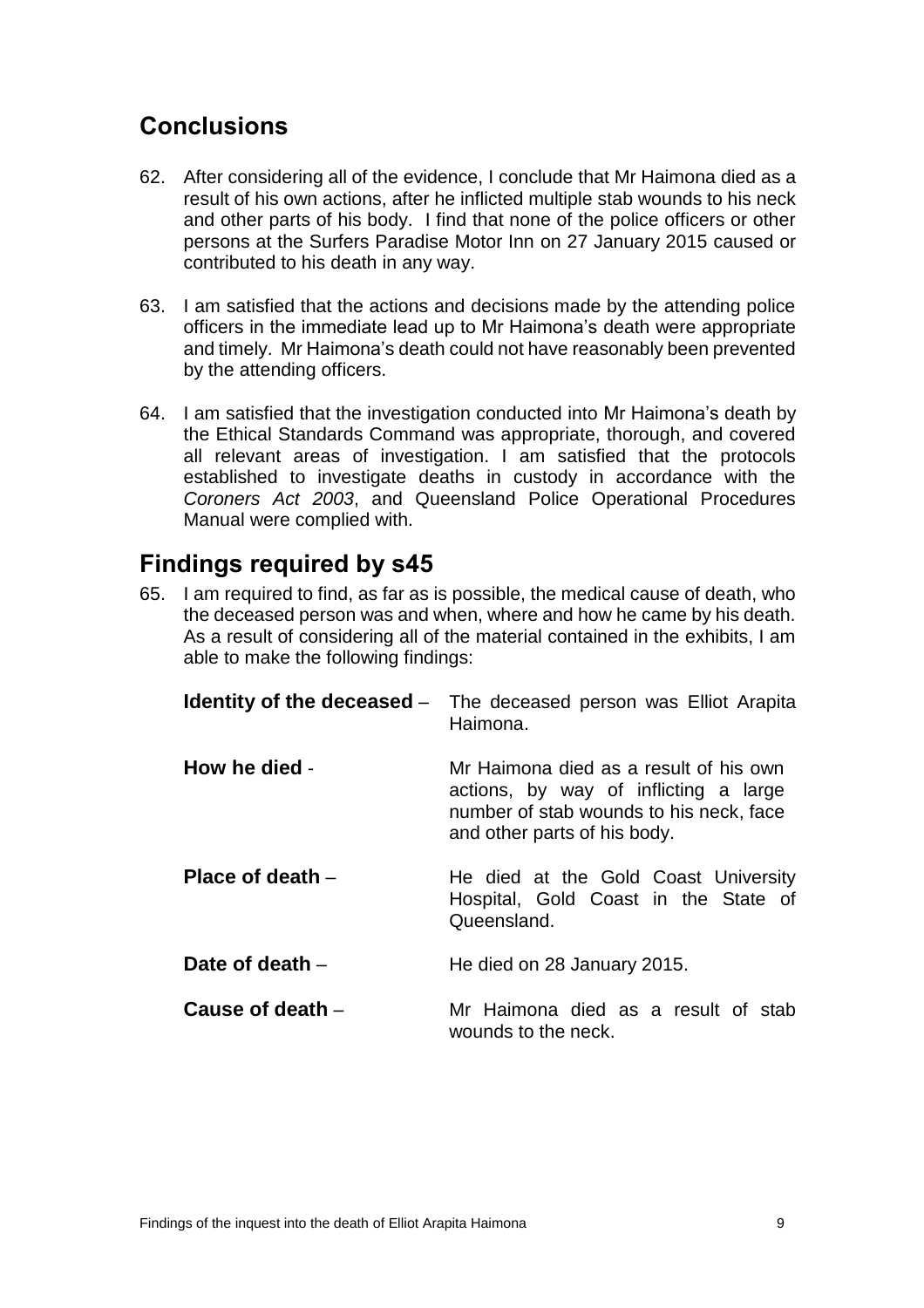## Conclusions

62. After considering all of the evidence, I conclude that Mr Haimona died as a result of his own actions, after he inflicted multiple stab wounds to his neck and other parts of his body. I find that none of the police officers or other persons at the Surfers Paradise Motor Inn on 27 January 2015 caused or contributed to his death in any way.

63. I am satisfied that the actions and decisions made by the attending police officers in the immediate lead up to Mr Haimona's death were appropriate and timely. Mr Haimona's death could not have reasonably been prevented by the attending officers.

64. I am satisfied that the investigation conducted into Mr Haimona's death by the Ethical Standards Command was appropriate, thorough, and covered all relevant areas of investigation. I am satisfied that the protocols established to investigate deaths in custody in accordance with the *Coroners Act 2003*, and Queensland Police Operational Procedures Manual were complied with.

## Findings required by s45

65. I am required to find, as far as is possible, the medical cause of death, who the deceased person was and when, where and how he came by his death. As a result of considering all of the material contained in the exhibits, I am able to make the following findings:

**Identity of the deceased** – The deceased person was Elliot Arapita Haimona.

**How he died** - Mr Haimona died as a result of his own actions, by way of inflicting a large number of stab wounds to his neck, face and other parts of his body.

**Place of death** – He died at the Gold Coast University Hospital, Gold Coast in the State of Queensland.

**Date of death** – He died on 28 January 2015.

**Cause of death** – Mr Haimona died as a result of stab wounds to the neck.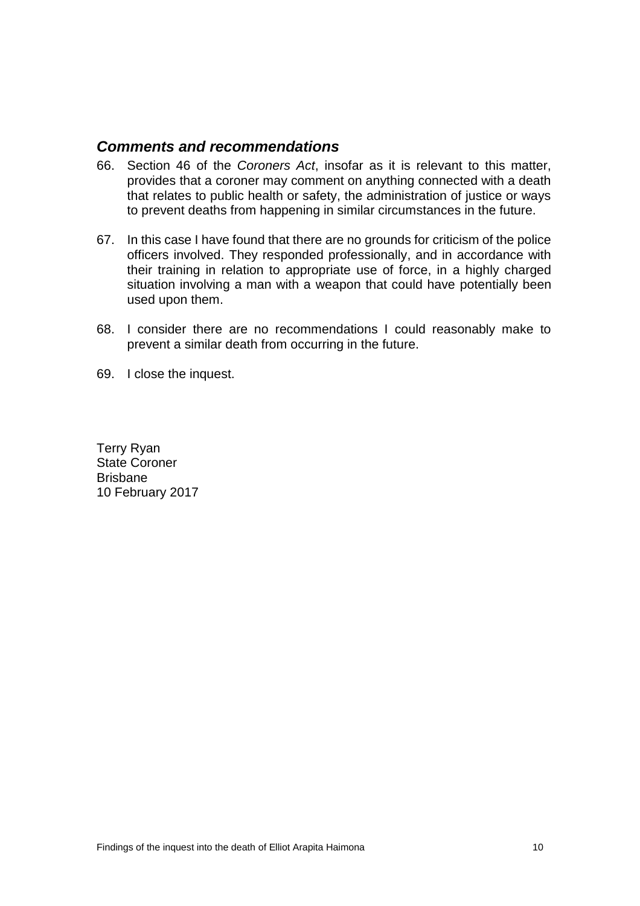## *Comments and recommendations*

66. Section 46 of the *Coroners Act*, insofar as it is relevant to this matter, provides that a coroner may comment on anything connected with a death that relates to public health or safety, the administration of justice or ways to prevent deaths from happening in similar circumstances in the future.

67. In this case I have found that there are no grounds for criticism of the police officers involved. They responded professionally, and in accordance with their training in relation to appropriate use of force, in a highly charged situation involving a man with a weapon that could have potentially been used upon them.

68. I consider there are no recommendations I could reasonably make to prevent a similar death from occurring in the future.

69. I close the inquest.

Terry Ryan  
State Coroner  
Brisbane  
10 February 2017